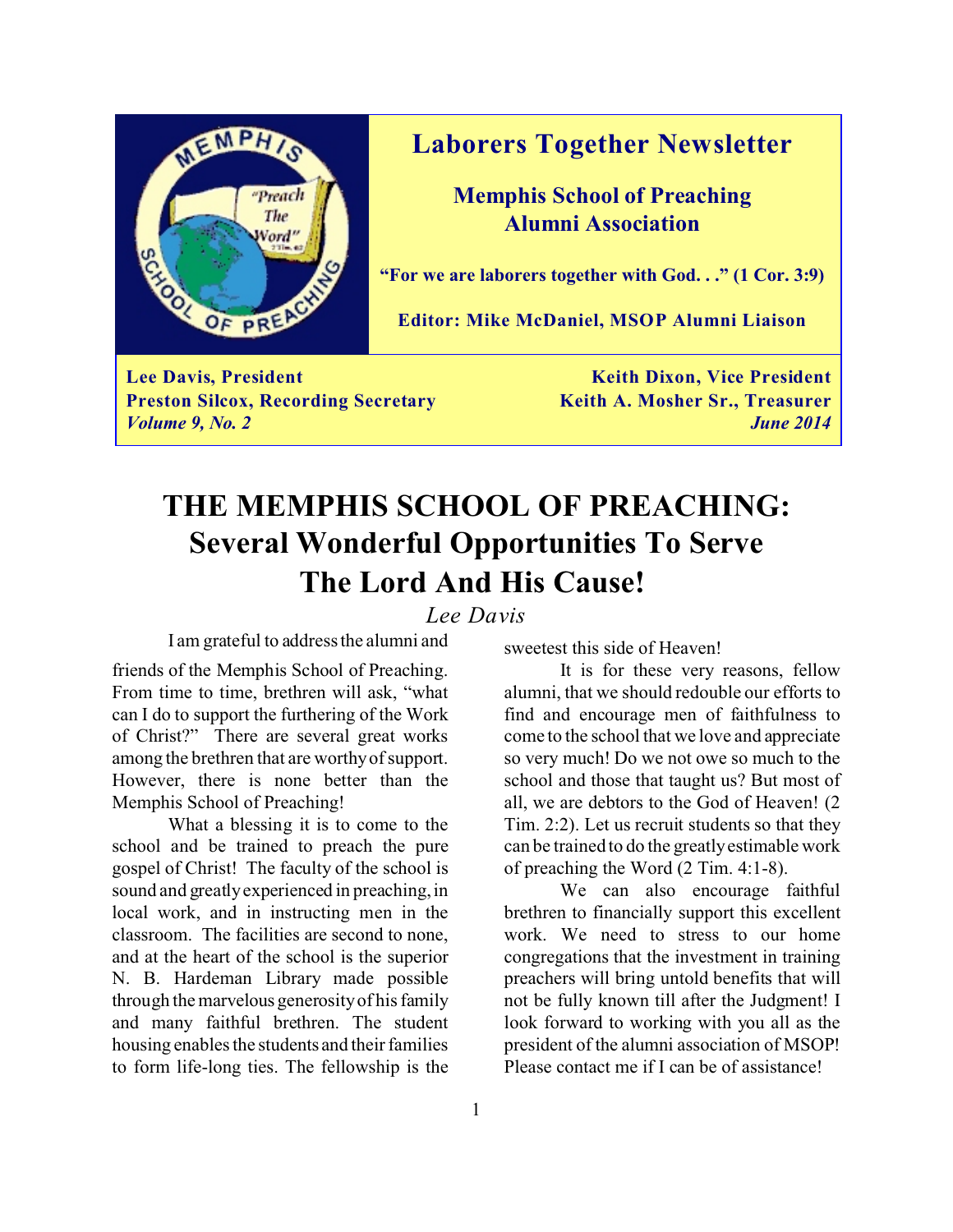# Laborers Together Newsletter

## Memphis School of Preaching Alumni Association

**"For we are laborers together with God. . ." (1 Cor. 3:9)**

**Editor: Mike McDaniel, MSOP Alumni Liaison**

**Lee Davis, President** | **Keith Dixon, Vice President**
**Preston Silcox, Recording Secretary** | **Keith A. Mosher Sr., Treasurer**
***Volume 9, No. 2*** | ***June 2014***

# THE MEMPHIS SCHOOL OF PREACHING: Several Wonderful Opportunities To Serve The Lord And His Cause!

*Lee Davis*

I am grateful to address the alumni and friends of the Memphis School of Preaching. From time to time, brethren will ask, "what can I do to support the furthering of the Work of Christ?" There are several great works among the brethren that are worthy of support. However, there is none better than the Memphis School of Preaching!

What a blessing it is to come to the school and be trained to preach the pure gospel of Christ! The faculty of the school is sound and greatly experienced in preaching, in local work, and in instructing men in the classroom. The facilities are second to none, and at the heart of the school is the superior N. B. Hardeman Library made possible through the marvelous generosity of his family and many faithful brethren. The student housing enables the students and their families to form life-long ties. The fellowship is the sweetest this side of Heaven!

It is for these very reasons, fellow alumni, that we should redouble our efforts to find and encourage men of faithfulness to come to the school that we love and appreciate so very much! Do we not owe so much to the school and those that taught us? But most of all, we are debtors to the God of Heaven! (2 Tim. 2:2). Let us recruit students so that they can be trained to do the greatly estimable work of preaching the Word (2 Tim. 4:1-8).

We can also encourage faithful brethren to financially support this excellent work. We need to stress to our home congregations that the investment in training preachers will bring untold benefits that will not be fully known till after the Judgment! I look forward to working with you all as the president of the alumni association of MSOP! Please contact me if I can be of assistance!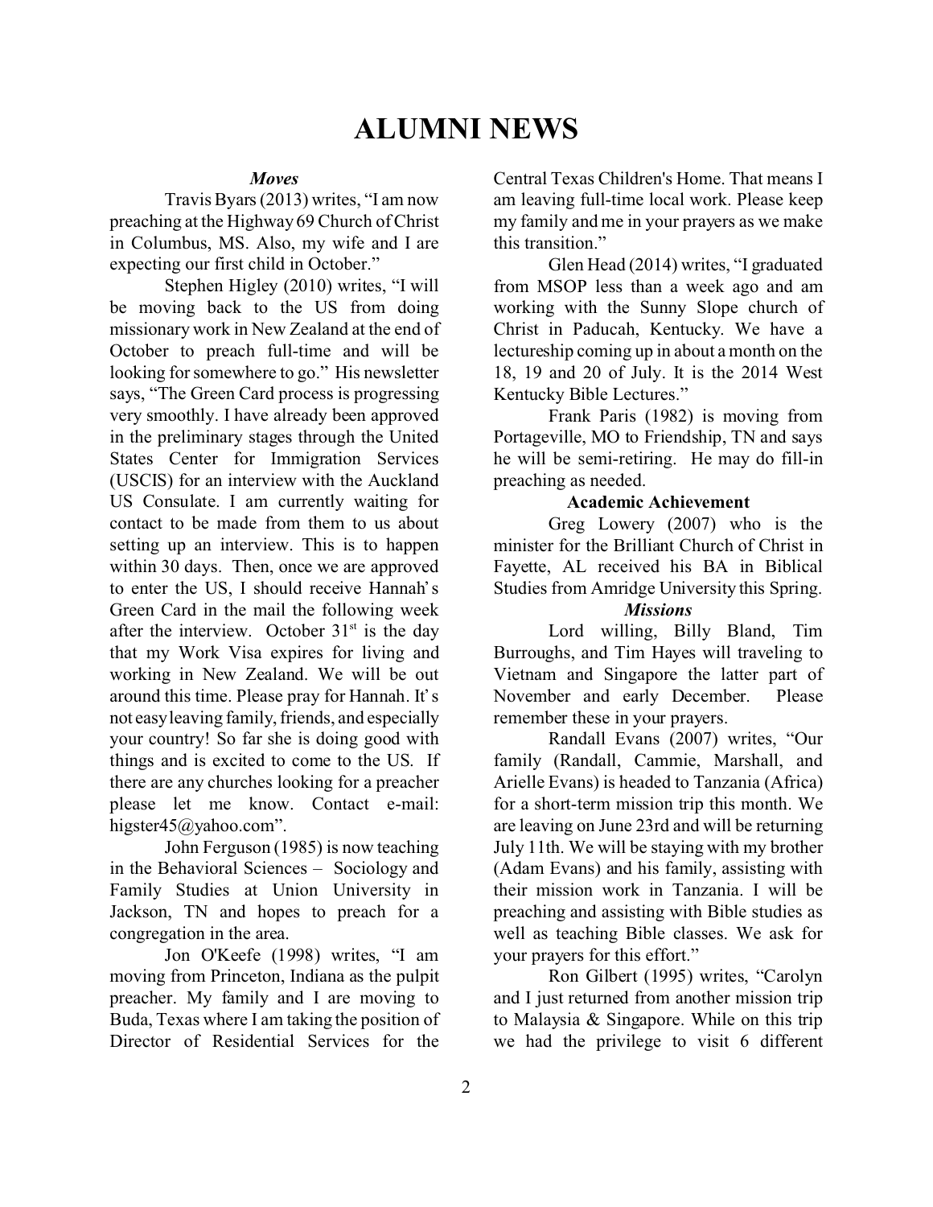# ALUMNI NEWS

***Moves***

Travis Byars (2013) writes, "I am now preaching at the Highway 69 Church of Christ in Columbus, MS. Also, my wife and I are expecting our first child in October."

Stephen Higley (2010) writes, "I will be moving back to the US from doing missionary work in New Zealand at the end of October to preach full-time and will be looking for somewhere to go." His newsletter says, "The Green Card process is progressing very smoothly. I have already been approved in the preliminary stages through the United States Center for Immigration Services (USCIS) for an interview with the Auckland US Consulate. I am currently waiting for contact to be made from them to us about setting up an interview. This is to happen within 30 days. Then, once we are approved to enter the US, I should receive Hannah's Green Card in the mail the following week after the interview. October 31st is the day that my Work Visa expires for living and working in New Zealand. We will be out around this time. Please pray for Hannah. It's not easy leaving family, friends, and especially your country! So far she is doing good with things and is excited to come to the US. If there are any churches looking for a preacher please let me know. Contact e-mail: higster45@yahoo.com".

John Ferguson (1985) is now teaching in the Behavioral Sciences – Sociology and Family Studies at Union University in Jackson, TN and hopes to preach for a congregation in the area.

Jon O'Keefe (1998) writes, "I am moving from Princeton, Indiana as the pulpit preacher. My family and I are moving to Buda, Texas where I am taking the position of Director of Residential Services for the Central Texas Children's Home. That means I am leaving full-time local work. Please keep my family and me in your prayers as we make this transition."

Glen Head (2014) writes, "I graduated from MSOP less than a week ago and am working with the Sunny Slope church of Christ in Paducah, Kentucky. We have a lectureship coming up in about a month on the 18, 19 and 20 of July. It is the 2014 West Kentucky Bible Lectures."

Frank Paris (1982) is moving from Portageville, MO to Friendship, TN and says he will be semi-retiring. He may do fill-in preaching as needed.

**Academic Achievement**

Greg Lowery (2007) who is the minister for the Brilliant Church of Christ in Fayette, AL received his BA in Biblical Studies from Amridge University this Spring.

***Missions***

Lord willing, Billy Bland, Tim Burroughs, and Tim Hayes will traveling to Vietnam and Singapore the latter part of November and early December. Please remember these in your prayers.

Randall Evans (2007) writes, "Our family (Randall, Cammie, Marshall, and Arielle Evans) is headed to Tanzania (Africa) for a short-term mission trip this month. We are leaving on June 23rd and will be returning July 11th. We will be staying with my brother (Adam Evans) and his family, assisting with their mission work in Tanzania. I will be preaching and assisting with Bible studies as well as teaching Bible classes. We ask for your prayers for this effort."

Ron Gilbert (1995) writes, "Carolyn and I just returned from another mission trip to Malaysia & Singapore. While on this trip we had the privilege to visit 6 different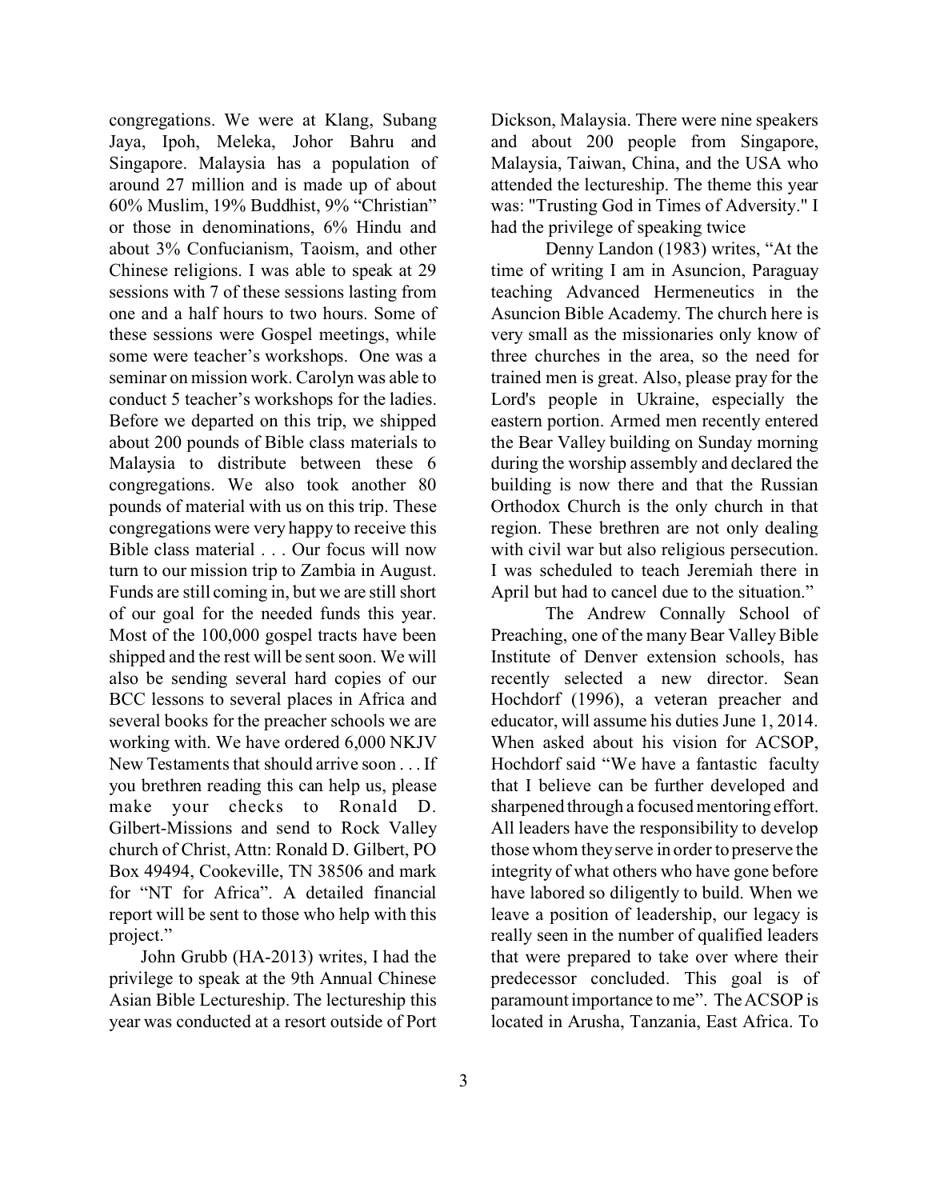congregations. We were at Klang, Subang Jaya, Ipoh, Meleka, Johor Bahru and Singapore. Malaysia has a population of around 27 million and is made up of about 60% Muslim, 19% Buddhist, 9% "Christian" or those in denominations, 6% Hindu and about 3% Confucianism, Taoism, and other Chinese religions. I was able to speak at 29 sessions with 7 of these sessions lasting from one and a half hours to two hours. Some of these sessions were Gospel meetings, while some were teacher's workshops. One was a seminar on mission work. Carolyn was able to conduct 5 teacher's workshops for the ladies. Before we departed on this trip, we shipped about 200 pounds of Bible class materials to Malaysia to distribute between these 6 congregations. We also took another 80 pounds of material with us on this trip. These congregations were very happy to receive this Bible class material . . . Our focus will now turn to our mission trip to Zambia in August. Funds are still coming in, but we are still short of our goal for the needed funds this year. Most of the 100,000 gospel tracts have been shipped and the rest will be sent soon. We will also be sending several hard copies of our BCC lessons to several places in Africa and several books for the preacher schools we are working with. We have ordered 6,000 NKJV New Testaments that should arrive soon . . . If you brethren reading this can help us, please make your checks to Ronald D. Gilbert-Missions and send to Rock Valley church of Christ, Attn: Ronald D. Gilbert, PO Box 49494, Cookeville, TN 38506 and mark for "NT for Africa". A detailed financial report will be sent to those who help with this project."

John Grubb (HA-2013) writes, I had the privilege to speak at the 9th Annual Chinese Asian Bible Lectureship. The lectureship this year was conducted at a resort outside of Port Dickson, Malaysia. There were nine speakers and about 200 people from Singapore, Malaysia, Taiwan, China, and the USA who attended the lectureship. The theme this year was: "Trusting God in Times of Adversity." I had the privilege of speaking twice

Denny Landon (1983) writes, "At the time of writing I am in Asuncion, Paraguay teaching Advanced Hermeneutics in the Asuncion Bible Academy. The church here is very small as the missionaries only know of three churches in the area, so the need for trained men is great. Also, please pray for the Lord's people in Ukraine, especially the eastern portion. Armed men recently entered the Bear Valley building on Sunday morning during the worship assembly and declared the building is now there and that the Russian Orthodox Church is the only church in that region. These brethren are not only dealing with civil war but also religious persecution. I was scheduled to teach Jeremiah there in April but had to cancel due to the situation."

The Andrew Connally School of Preaching, one of the many Bear Valley Bible Institute of Denver extension schools, has recently selected a new director. Sean Hochdorf (1996), a veteran preacher and educator, will assume his duties June 1, 2014. When asked about his vision for ACSOP, Hochdorf said "We have a fantastic faculty that I believe can be further developed and sharpened through a focused mentoring effort. All leaders have the responsibility to develop those whom they serve in order to preserve the integrity of what others who have gone before have labored so diligently to build. When we leave a position of leadership, our legacy is really seen in the number of qualified leaders that were prepared to take over where their predecessor concluded. This goal is of paramount importance to me". The ACSOP is located in Arusha, Tanzania, East Africa. To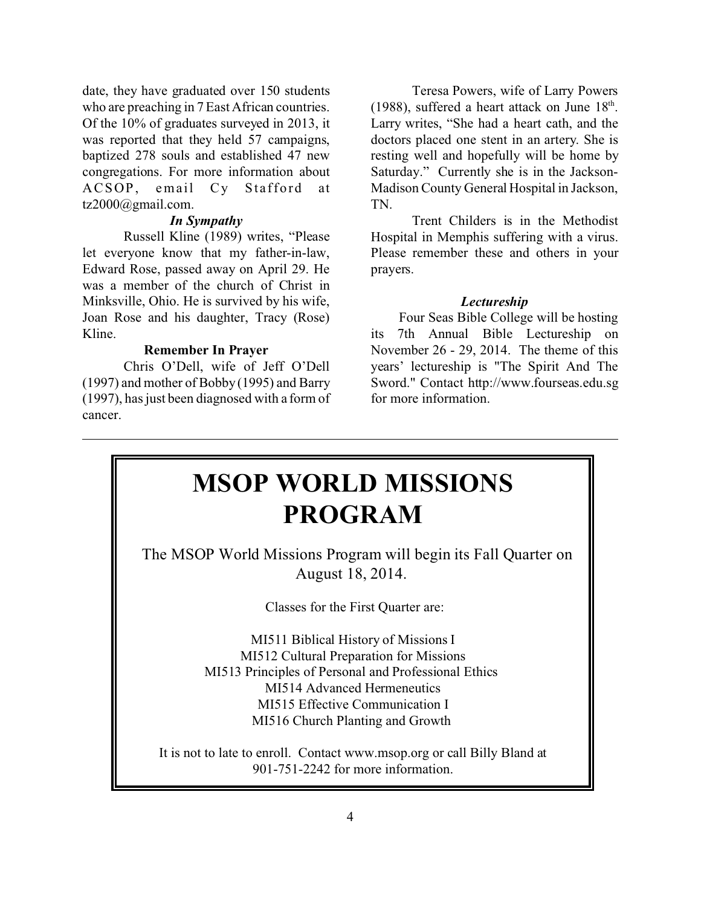date, they have graduated over 150 students who are preaching in 7 East African countries. Of the 10% of graduates surveyed in 2013, it was reported that they held 57 campaigns, baptized 278 souls and established 47 new congregations. For more information about ACSOP, email Cy Stafford at tz2000@gmail.com.

### *In Sympathy*

Russell Kline (1989) writes, "Please let everyone know that my father-in-law, Edward Rose, passed away on April 29. He was a member of the church of Christ in Minksville, Ohio. He is survived by his wife, Joan Rose and his daughter, Tracy (Rose) Kline.

### **Remember In Prayer**

Chris O'Dell, wife of Jeff O'Dell (1997) and mother of Bobby (1995) and Barry (1997), has just been diagnosed with a form of cancer.

Teresa Powers, wife of Larry Powers (1988), suffered a heart attack on June 18th. Larry writes, "She had a heart cath, and the doctors placed one stent in an artery. She is resting well and hopefully will be home by Saturday." Currently she is in the Jackson-Madison County General Hospital in Jackson, TN.

Trent Childers is in the Methodist Hospital in Memphis suffering with a virus. Please remember these and others in your prayers.

### *Lectureship*

Four Seas Bible College will be hosting its 7th Annual Bible Lectureship on November 26 - 29, 2014. The theme of this years' lectureship is "The Spirit And The Sword." Contact http://www.fourseas.edu.sg for more information.

---

# MSOP WORLD MISSIONS PROGRAM

The MSOP World Missions Program will begin its Fall Quarter on August 18, 2014.

Classes for the First Quarter are:

MI511 Biblical History of Missions I
MI512 Cultural Preparation for Missions
MI513 Principles of Personal and Professional Ethics
MI514 Advanced Hermeneutics
MI515 Effective Communication I
MI516 Church Planting and Growth

It is not to late to enroll. Contact www.msop.org or call Billy Bland at 901-751-2242 for more information.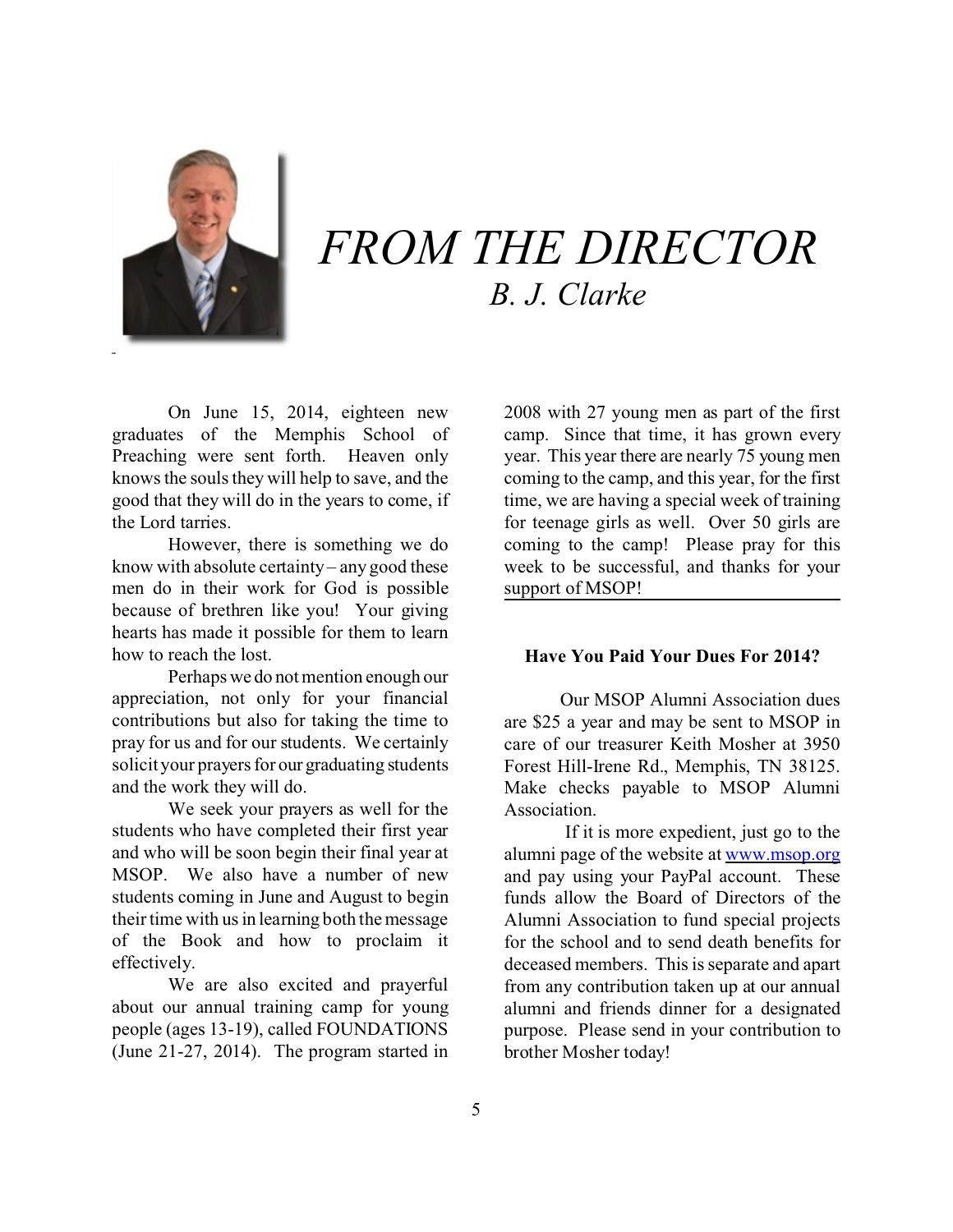# *FROM THE DIRECTOR*

## *B. J. Clarke*

On June 15, 2014, eighteen new graduates of the Memphis School of Preaching were sent forth. Heaven only knows the souls they will help to save, and the good that they will do in the years to come, if the Lord tarries.

However, there is something we do know with absolute certainty – any good these men do in their work for God is possible because of brethren like you! Your giving hearts has made it possible for them to learn how to reach the lost.

Perhaps we do not mention enough our appreciation, not only for your financial contributions but also for taking the time to pray for us and for our students. We certainly solicit your prayers for our graduating students and the work they will do.

We seek your prayers as well for the students who have completed their first year and who will be soon begin their final year at MSOP. We also have a number of new students coming in June and August to begin their time with us in learning both the message of the Book and how to proclaim it effectively.

We are also excited and prayerful about our annual training camp for young people (ages 13-19), called FOUNDATIONS (June 21-27, 2014). The program started in 2008 with 27 young men as part of the first camp. Since that time, it has grown every year. This year there are nearly 75 young men coming to the camp, and this year, for the first time, we are having a special week of training for teenage girls as well. Over 50 girls are coming to the camp! Please pray for this week to be successful, and thanks for your support of MSOP!

---

**Have You Paid Your Dues For 2014?**

Our MSOP Alumni Association dues are $25 a year and may be sent to MSOP in care of our treasurer Keith Mosher at 3950 Forest Hill-Irene Rd., Memphis, TN 38125. Make checks payable to MSOP Alumni Association.

If it is more expedient, just go to the alumni page of the website at [www.msop.org](http://www.msop.org) and pay using your PayPal account. These funds allow the Board of Directors of the Alumni Association to fund special projects for the school and to send death benefits for deceased members. This is separate and apart from any contribution taken up at our annual alumni and friends dinner for a designated purpose. Please send in your contribution to brother Mosher today!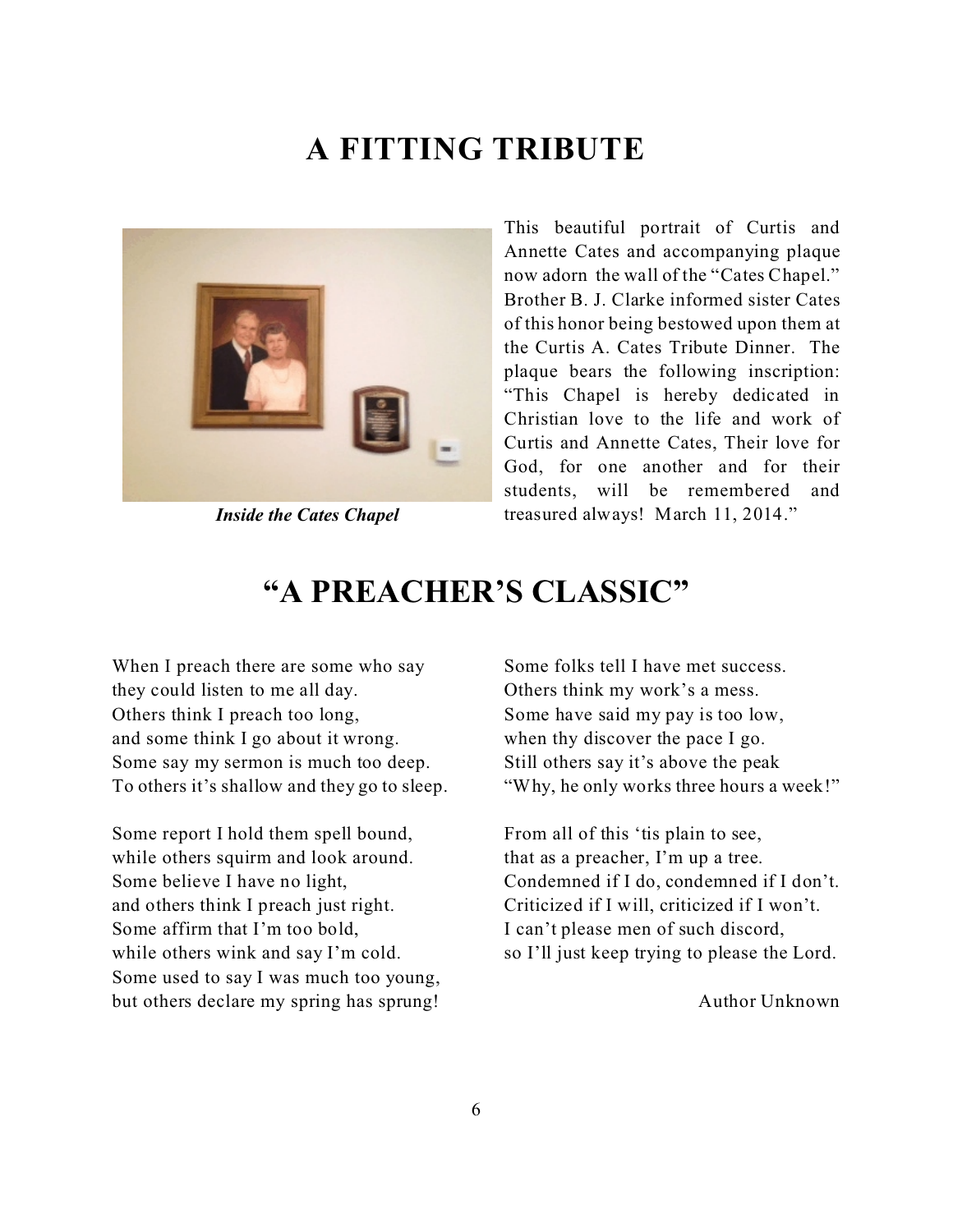# A FITTING TRIBUTE

*Inside the Cates Chapel*

This beautiful portrait of Curtis and Annette Cates and accompanying plaque now adorn the wall of the "Cates Chapel." Brother B. J. Clarke informed sister Cates of this honor being bestowed upon them at the Curtis A. Cates Tribute Dinner. The plaque bears the following inscription: "This Chapel is hereby dedicated in Christian love to the life and work of Curtis and Annette Cates, Their love for God, for one another and for their students, will be remembered and treasured always! March 11, 2014."

# "A PREACHER'S CLASSIC"

When I preach there are some who say
they could listen to me all day.
Others think I preach too long,
and some think I go about it wrong.
Some say my sermon is much too deep.
To others it's shallow and they go to sleep.

Some report I hold them spell bound,
while others squirm and look around.
Some believe I have no light,
and others think I preach just right.
Some affirm that I'm too bold,
while others wink and say I'm cold.
Some used to say I was much too young,
but others declare my spring has sprung!

Some folks tell I have met success.
Others think my work's a mess.
Some have said my pay is too low,
when thy discover the pace I go.
Still others say it's above the peak
"Why, he only works three hours a week!"

From all of this 'tis plain to see,
that as a preacher, I'm up a tree.
Condemned if I do, condemned if I don't.
Criticized if I will, criticized if I won't.
I can't please men of such discord,
so I'll just keep trying to please the Lord.

Author Unknown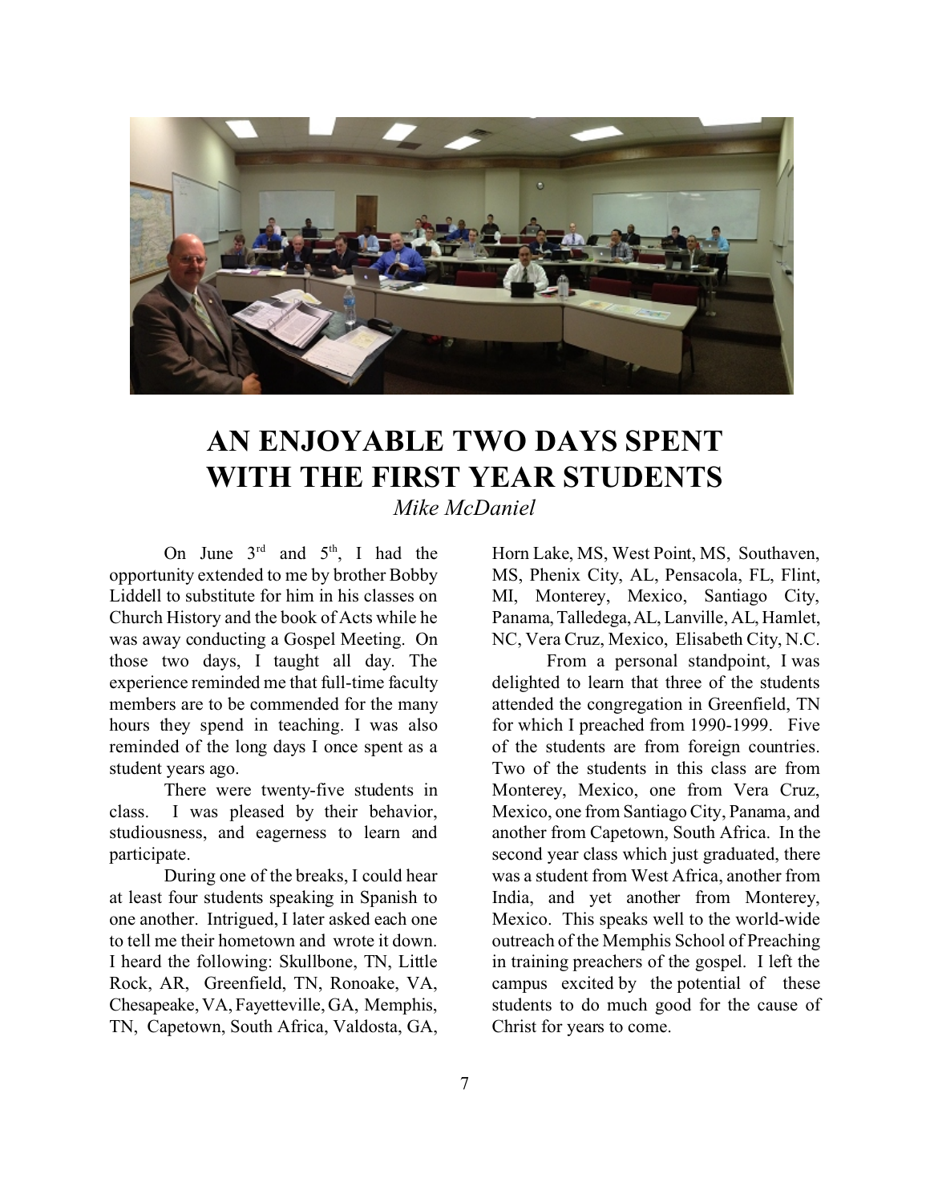# AN ENJOYABLE TWO DAYS SPENT WITH THE FIRST YEAR STUDENTS

*Mike McDaniel*

On June 3rd and 5th, I had the opportunity extended to me by brother Bobby Liddell to substitute for him in his classes on Church History and the book of Acts while he was away conducting a Gospel Meeting. On those two days, I taught all day. The experience reminded me that full-time faculty members are to be commended for the many hours they spend in teaching. I was also reminded of the long days I once spent as a student years ago.

There were twenty-five students in class. I was pleased by their behavior, studiousness, and eagerness to learn and participate.

During one of the breaks, I could hear at least four students speaking in Spanish to one another. Intrigued, I later asked each one to tell me their hometown and wrote it down. I heard the following: Skullbone, TN, Little Rock, AR, Greenfield, TN, Ronoake, VA, Chesapeake, VA, Fayetteville, GA, Memphis, TN, Capetown, South Africa, Valdosta, GA, Horn Lake, MS, West Point, MS, Southaven, MS, Phenix City, AL, Pensacola, FL, Flint, MI, Monterey, Mexico, Santiago City, Panama, Talledega, AL, Lanville, AL, Hamlet, NC, Vera Cruz, Mexico, Elisabeth City, N.C.

From a personal standpoint, I was delighted to learn that three of the students attended the congregation in Greenfield, TN for which I preached from 1990-1999. Five of the students are from foreign countries. Two of the students in this class are from Monterey, Mexico, one from Vera Cruz, Mexico, one from Santiago City, Panama, and another from Capetown, South Africa. In the second year class which just graduated, there was a student from West Africa, another from India, and yet another from Monterey, Mexico. This speaks well to the world-wide outreach of the Memphis School of Preaching in training preachers of the gospel. I left the campus excited by the potential of these students to do much good for the cause of Christ for years to come.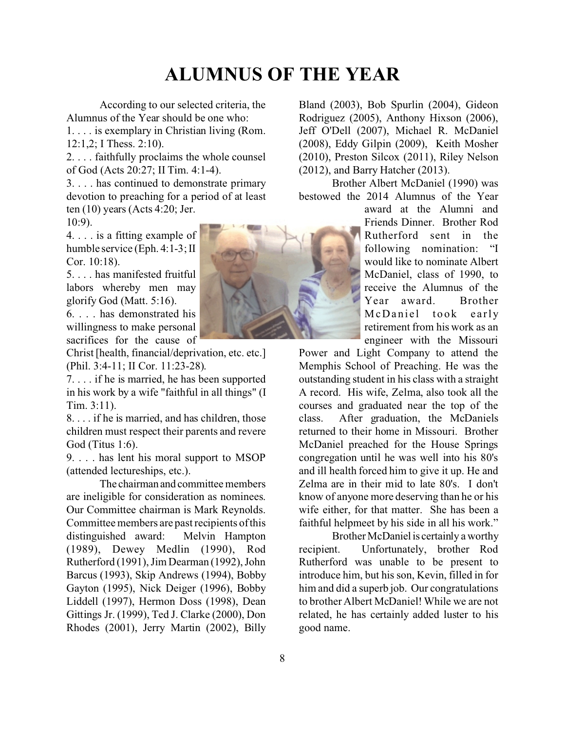# ALUMNUS OF THE YEAR

According to our selected criteria, the Alumnus of the Year should be one who:

1. . . . is exemplary in Christian living (Rom. 12:1,2; I Thess. 2:10).
2. . . . faithfully proclaims the whole counsel of God (Acts 20:27; II Tim. 4:1-4).
3. . . . has continued to demonstrate primary devotion to preaching for a period of at least ten (10) years (Acts 4:20; Jer. 10:9).
4. . . . is a fitting example of humble service (Eph. 4:1-3; II Cor. 10:18).
5. . . . has manifested fruitful labors whereby men may glorify God (Matt. 5:16).
6. . . . has demonstrated his willingness to make personal sacrifices for the cause of Christ [health, financial/deprivation, etc. etc.] (Phil. 3:4-11; II Cor. 11:23-28).
7. . . . if he is married, he has been supported in his work by a wife "faithful in all things" (I Tim. 3:11).
8. . . . if he is married, and has children, those children must respect their parents and revere God (Titus 1:6).
9. . . . has lent his moral support to MSOP (attended lectureships, etc.).

The chairman and committee members are ineligible for consideration as nominees. Our Committee chairman is Mark Reynolds. Committee members are past recipients of this distinguished award: Melvin Hampton (1989), Dewey Medlin (1990), Rod Rutherford (1991), Jim Dearman (1992), John Barcus (1993), Skip Andrews (1994), Bobby Gayton (1995), Nick Deiger (1996), Bobby Liddell (1997), Hermon Doss (1998), Dean Gittings Jr. (1999), Ted J. Clarke (2000), Don Rhodes (2001), Jerry Martin (2002), Billy Bland (2003), Bob Spurlin (2004), Gideon Rodriguez (2005), Anthony Hixson (2006), Jeff O'Dell (2007), Michael R. McDaniel (2008), Eddy Gilpin (2009), Keith Mosher (2010), Preston Silcox (2011), Riley Nelson (2012), and Barry Hatcher (2013).

Brother Albert McDaniel (1990) was bestowed the 2014 Alumnus of the Year award at the Alumni and Friends Dinner. Brother Rod Rutherford sent in the following nomination: "I would like to nominate Albert McDaniel, class of 1990, to receive the Alumnus of the Year award. Brother McDaniel took early retirement from his work as an engineer with the Missouri Power and Light Company to attend the Memphis School of Preaching. He was the outstanding student in his class with a straight A record. His wife, Zelma, also took all the courses and graduated near the top of the class. After graduation, the McDaniels returned to their home in Missouri. Brother McDaniel preached for the House Springs congregation until he was well into his 80's and ill health forced him to give it up. He and Zelma are in their mid to late 80's. I don't know of anyone more deserving than he or his wife either, for that matter. She has been a faithful helpmeet by his side in all his work."

Brother McDaniel is certainly a worthy recipient. Unfortunately, brother Rod Rutherford was unable to be present to introduce him, but his son, Kevin, filled in for him and did a superb job. Our congratulations to brother Albert McDaniel! While we are not related, he has certainly added luster to his good name.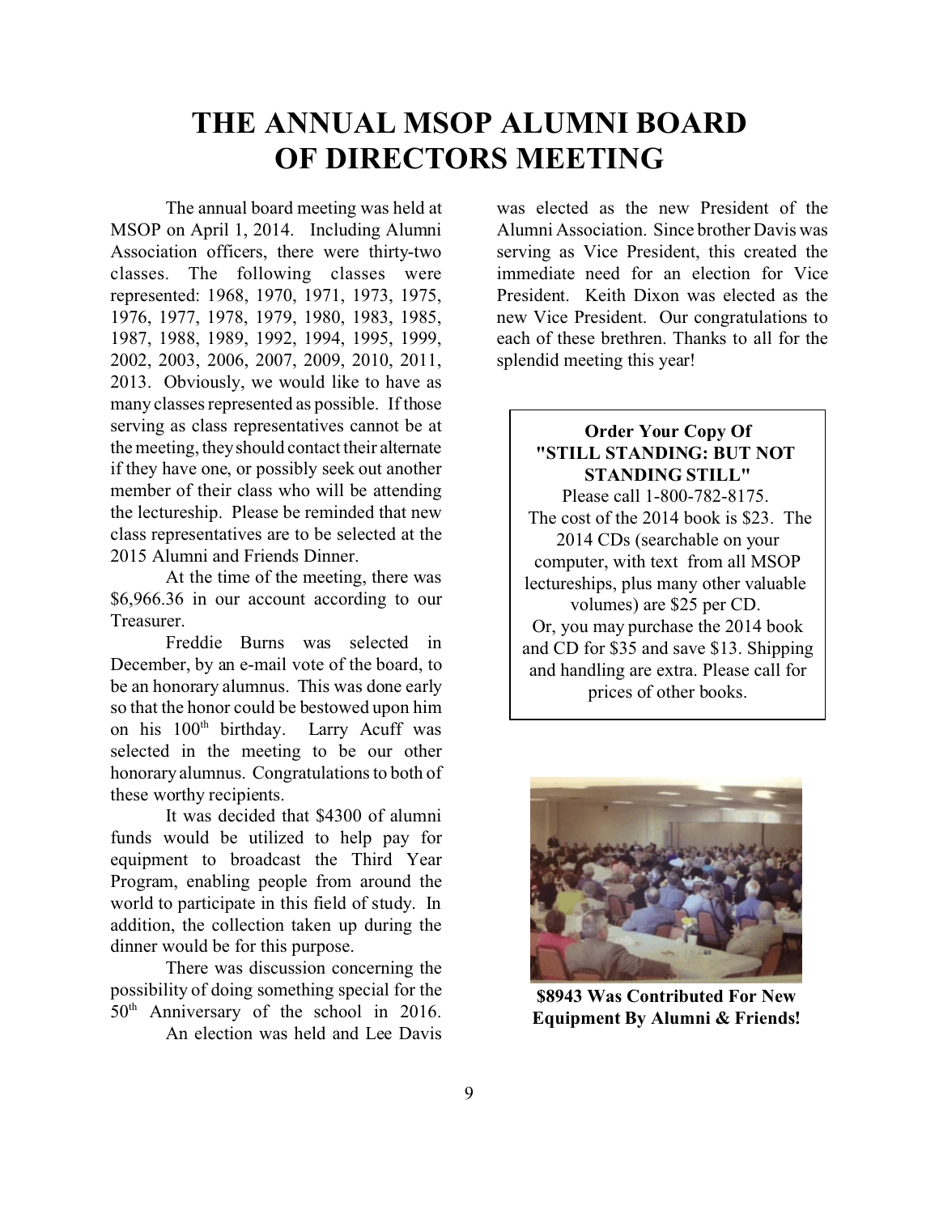# THE ANNUAL MSOP ALUMNI BOARD OF DIRECTORS MEETING

The annual board meeting was held at MSOP on April 1, 2014. Including Alumni Association officers, there were thirty-two classes. The following classes were represented: 1968, 1970, 1971, 1973, 1975, 1976, 1977, 1978, 1979, 1980, 1983, 1985, 1987, 1988, 1989, 1992, 1994, 1995, 1999, 2002, 2003, 2006, 2007, 2009, 2010, 2011, 2013. Obviously, we would like to have as many classes represented as possible. If those serving as class representatives cannot be at the meeting, they should contact their alternate if they have one, or possibly seek out another member of their class who will be attending the lectureship. Please be reminded that new class representatives are to be selected at the 2015 Alumni and Friends Dinner.

At the time of the meeting, there was $6,966.36 in our account according to our Treasurer.

Freddie Burns was selected in December, by an e-mail vote of the board, to be an honorary alumnus. This was done early so that the honor could be bestowed upon him on his 100th birthday. Larry Acuff was selected in the meeting to be our other honorary alumnus. Congratulations to both of these worthy recipients.

It was decided that $4300 of alumni funds would be utilized to help pay for equipment to broadcast the Third Year Program, enabling people from around the world to participate in this field of study. In addition, the collection taken up during the dinner would be for this purpose.

There was discussion concerning the possibility of doing something special for the 50th Anniversary of the school in 2016.

An election was held and Lee Davis was elected as the new President of the Alumni Association. Since brother Davis was serving as Vice President, this created the immediate need for an election for Vice President. Keith Dixon was elected as the new Vice President. Our congratulations to each of these brethren. Thanks to all for the splendid meeting this year!

**Order Your Copy Of "STILL STANDING: BUT NOT STANDING STILL"**

Please call 1-800-782-8175.

The cost of the 2014 book is $23. The 2014 CDs (searchable on your computer, with text from all MSOP lectureships, plus many other valuable volumes) are $25 per CD.

Or, you may purchase the 2014 book and CD for $35 and save $13. Shipping and handling are extra. Please call for prices of other books.

**$8943 Was Contributed For New Equipment By Alumni & Friends!**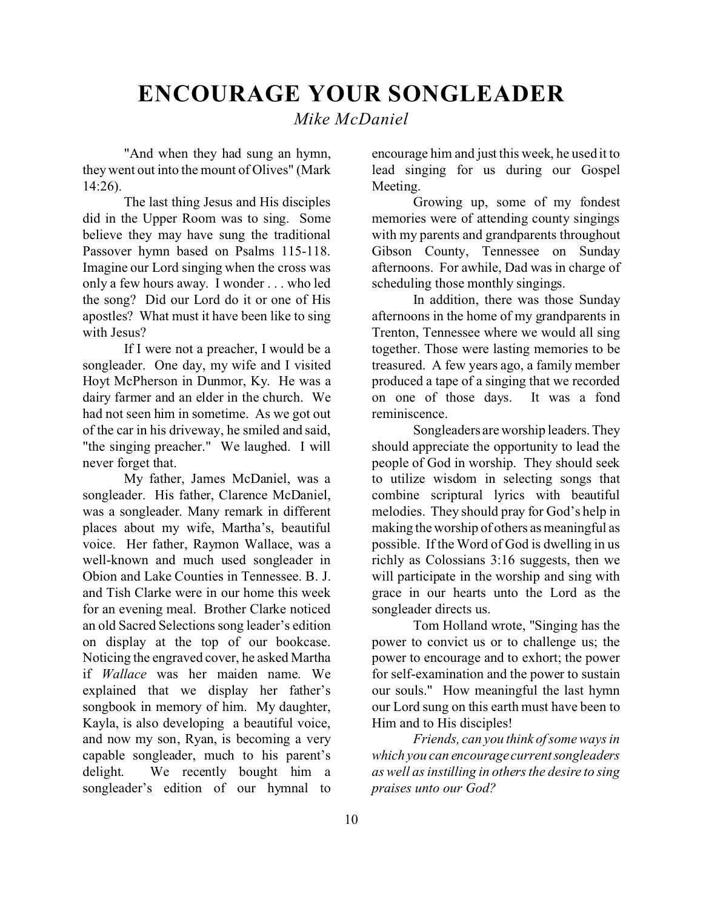# ENCOURAGE YOUR SONGLEADER

*Mike McDaniel*

"And when they had sung an hymn, they went out into the mount of Olives" (Mark 14:26).

The last thing Jesus and His disciples did in the Upper Room was to sing. Some believe they may have sung the traditional Passover hymn based on Psalms 115-118. Imagine our Lord singing when the cross was only a few hours away. I wonder . . . who led the song? Did our Lord do it or one of His apostles? What must it have been like to sing with Jesus?

If I were not a preacher, I would be a songleader. One day, my wife and I visited Hoyt McPherson in Dunmor, Ky. He was a dairy farmer and an elder in the church. We had not seen him in sometime. As we got out of the car in his driveway, he smiled and said, "the singing preacher." We laughed. I will never forget that.

My father, James McDaniel, was a songleader. His father, Clarence McDaniel, was a songleader. Many remark in different places about my wife, Martha's, beautiful voice. Her father, Raymon Wallace, was a well-known and much used songleader in Obion and Lake Counties in Tennessee. B. J. and Tish Clarke were in our home this week for an evening meal. Brother Clarke noticed an old Sacred Selections song leader's edition on display at the top of our bookcase. Noticing the engraved cover, he asked Martha if *Wallace* was her maiden name. We explained that we display her father's songbook in memory of him. My daughter, Kayla, is also developing a beautiful voice, and now my son, Ryan, is becoming a very capable songleader, much to his parent's delight. We recently bought him a songleader's edition of our hymnal to encourage him and just this week, he used it to lead singing for us during our Gospel Meeting.

Growing up, some of my fondest memories were of attending county singings with my parents and grandparents throughout Gibson County, Tennessee on Sunday afternoons. For awhile, Dad was in charge of scheduling those monthly singings.

In addition, there was those Sunday afternoons in the home of my grandparents in Trenton, Tennessee where we would all sing together. Those were lasting memories to be treasured. A few years ago, a family member produced a tape of a singing that we recorded on one of those days. It was a fond reminiscence.

Songleaders are worship leaders. They should appreciate the opportunity to lead the people of God in worship. They should seek to utilize wisdom in selecting songs that combine scriptural lyrics with beautiful melodies. They should pray for God's help in making the worship of others as meaningful as possible. If the Word of God is dwelling in us richly as Colossians 3:16 suggests, then we will participate in the worship and sing with grace in our hearts unto the Lord as the songleader directs us.

Tom Holland wrote, "Singing has the power to convict us or to challenge us; the power to encourage and to exhort; the power for self-examination and the power to sustain our souls." How meaningful the last hymn our Lord sung on this earth must have been to Him and to His disciples!

*Friends, can you think of some ways in which you can encourage current songleaders as well as instilling in others the desire to sing praises unto our God?*